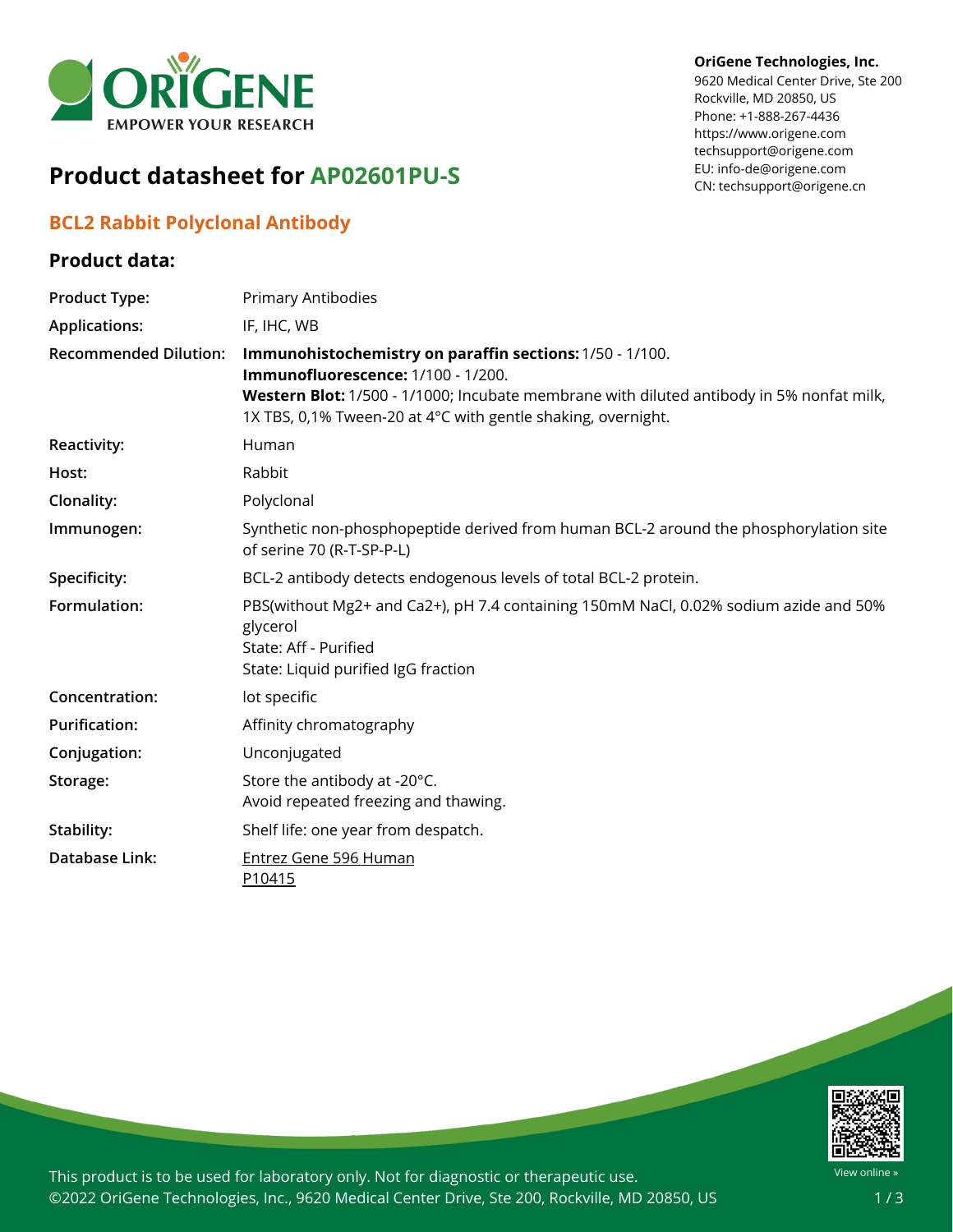OriGene Technologies, Inc.
9620 Medical Center Drive, Ste 200
Rockville, MD 20850, US
Phone: +1-888-267-4436
https://www.origene.com
techsupport@origene.com
EU: info-de@origene.com
CN: techsupport@origene.cn

# Product datasheet for AP02601PU-S

## BCL2 Rabbit Polyclonal Antibody

### Product data:

| | |
|---|---|
| **Product Type:** | Primary Antibodies |
| **Applications:** | IF, IHC, WB |
| **Recommended Dilution:** | **Immunohistochemistry on paraffin sections:** 1/50 - 1/100. **Immunofluorescence:** 1/100 - 1/200. **Western Blot:** 1/500 - 1/1000; Incubate membrane with diluted antibody in 5% nonfat milk, 1X TBS, 0,1% Tween-20 at 4°C with gentle shaking, overnight. |
| **Reactivity:** | Human |
| **Host:** | Rabbit |
| **Clonality:** | Polyclonal |
| **Immunogen:** | Synthetic non-phosphopeptide derived from human BCL-2 around the phosphorylation site of serine 70 (R-T-SP-P-L) |
| **Specificity:** | BCL-2 antibody detects endogenous levels of total BCL-2 protein. |
| **Formulation:** | PBS(without Mg2+ and Ca2+), pH 7.4 containing 150mM NaCl, 0.02% sodium azide and 50% glycerol<br>State: Aff - Purified<br>State: Liquid purified IgG fraction |
| **Concentration:** | lot specific |
| **Purification:** | Affinity chromatography |
| **Conjugation:** | Unconjugated |
| **Storage:** | Store the antibody at -20°C.<br>Avoid repeated freezing and thawing. |
| **Stability:** | Shelf life: one year from despatch. |
| **Database Link:** | Entrez Gene 596 Human<br>P10415 |

This product is to be used for laboratory only. Not for diagnostic or therapeutic use.
©2022 OriGene Technologies, Inc., 9620 Medical Center Drive, Ste 200, Rockville, MD 20850, US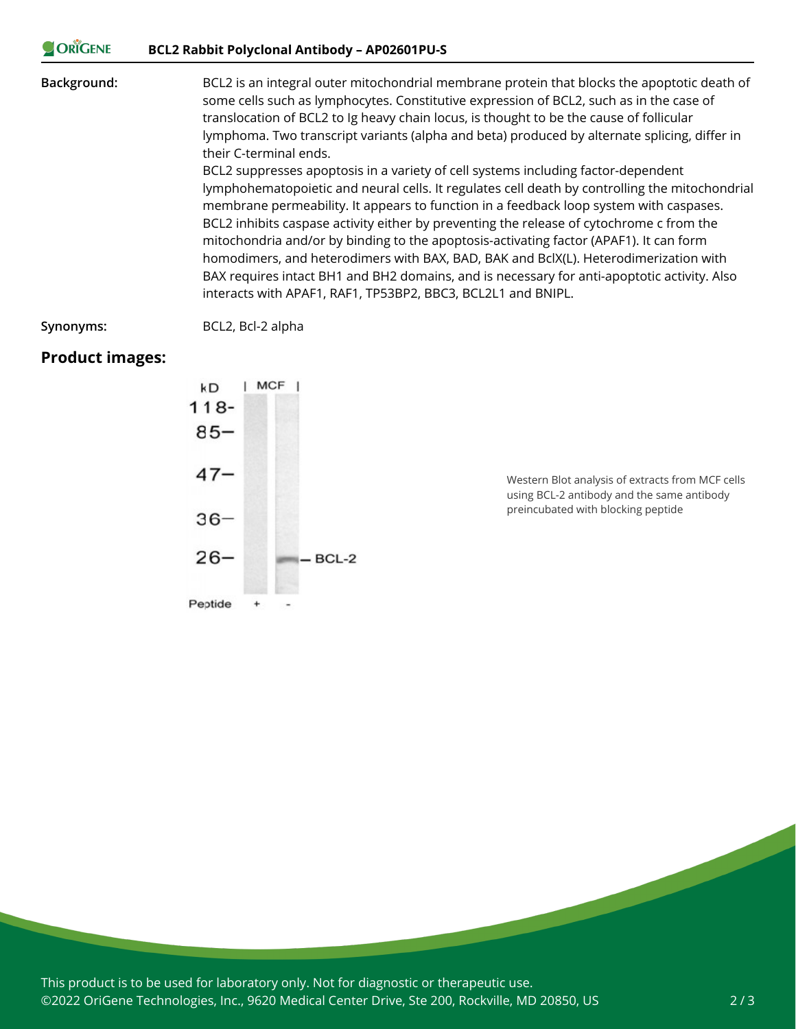**Background:**

BCL2 is an integral outer mitochondrial membrane protein that blocks the apoptotic death of some cells such as lymphocytes. Constitutive expression of BCL2, such as in the case of translocation of BCL2 to Ig heavy chain locus, is thought to be the cause of follicular lymphoma. Two transcript variants (alpha and beta) produced by alternate splicing, differ in their C-terminal ends.

BCL2 suppresses apoptosis in a variety of cell systems including factor-dependent lymphohematopoietic and neural cells. It regulates cell death by controlling the mitochondrial membrane permeability. It appears to function in a feedback loop system with caspases. BCL2 inhibits caspase activity either by preventing the release of cytochrome c from the mitochondria and/or by binding to the apoptosis-activating factor (APAF1). It can form homodimers, and heterodimers with BAX, BAD, BAK and BclX(L). Heterodimerization with BAX requires intact BH1 and BH2 domains, and is necessary for anti-apoptotic activity. Also interacts with APAF1, RAF1, TP53BP2, BBC3, BCL2L1 and BNIPL.

**Synonyms:**

BCL2, Bcl-2 alpha

## Product images:

Western Blot analysis of extracts from MCF cells using BCL-2 antibody and the same antibody preincubated with blocking peptide

This product is to be used for laboratory only. Not for diagnostic or therapeutic use.
©2022 OriGene Technologies, Inc., 9620 Medical Center Drive, Ste 200, Rockville, MD 20850, US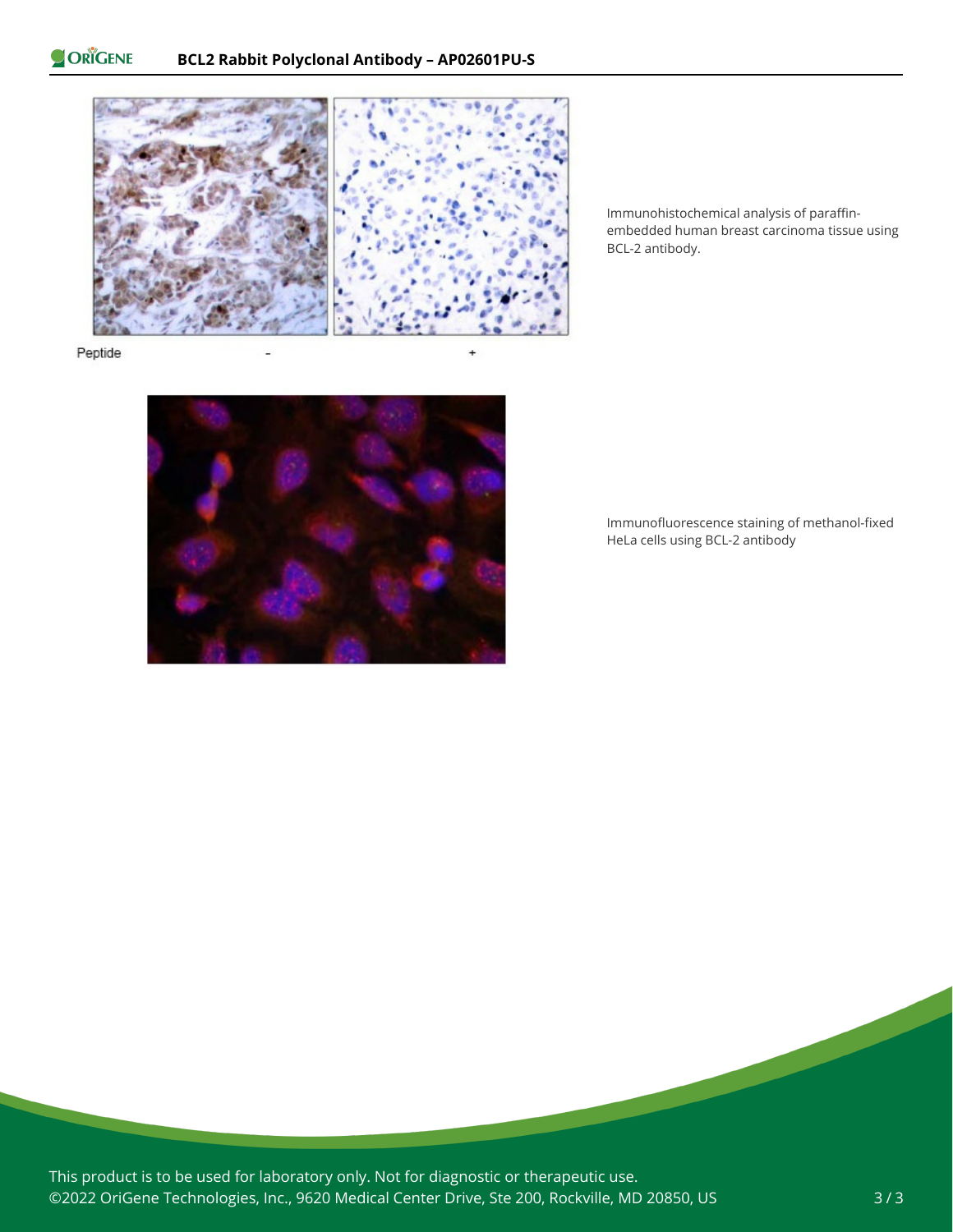Peptide - +

Immunohistochemical analysis of paraffin-embedded human breast carcinoma tissue using BCL-2 antibody.

Immunofluorescence staining of methanol-fixed HeLa cells using BCL-2 antibody

This product is to be used for laboratory only. Not for diagnostic or therapeutic use.
©2022 OriGene Technologies, Inc., 9620 Medical Center Drive, Ste 200, Rockville, MD 20850, US